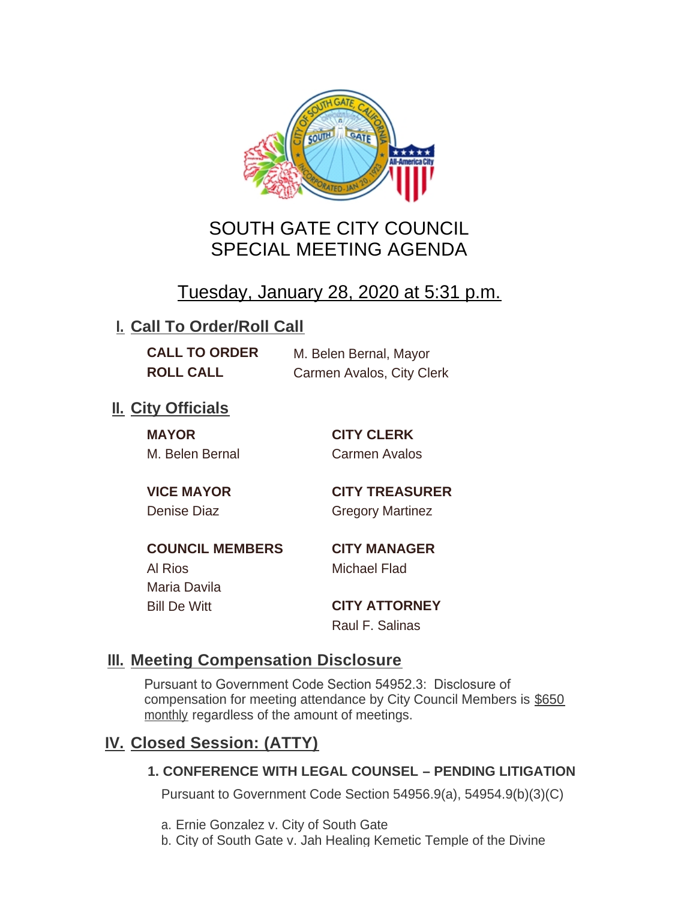# SOUTH GATE CITY COUNCIL
# SPECIAL MEETING AGENDA

## Tuesday, January 28, 2020 at 5:31 p.m.

## I. Call To Order/Roll Call

**CALL TO ORDER** M. Belen Bernal, Mayor
**ROLL CALL** Carmen Avalos, City Clerk

## II. City Officials

**MAYOR**
M. Belen Bernal

**VICE MAYOR**
Denise Diaz

**COUNCIL MEMBERS**
Al Rios
Maria Davila
Bill De Witt

**CITY CLERK**
Carmen Avalos

**CITY TREASURER**
Gregory Martinez

**CITY MANAGER**
Michael Flad

**CITY ATTORNEY**
Raul F. Salinas

## III. Meeting Compensation Disclosure

Pursuant to Government Code Section 54952.3: Disclosure of compensation for meeting attendance by City Council Members is $650 monthly regardless of the amount of meetings.

## IV. Closed Session: (ATTY)

### 1. CONFERENCE WITH LEGAL COUNSEL – PENDING LITIGATION

Pursuant to Government Code Section 54956.9(a), 54954.9(b)(3)(C)

a. Ernie Gonzalez v. City of South Gate
b. City of South Gate v. Jah Healing Kemetic Temple of the Divine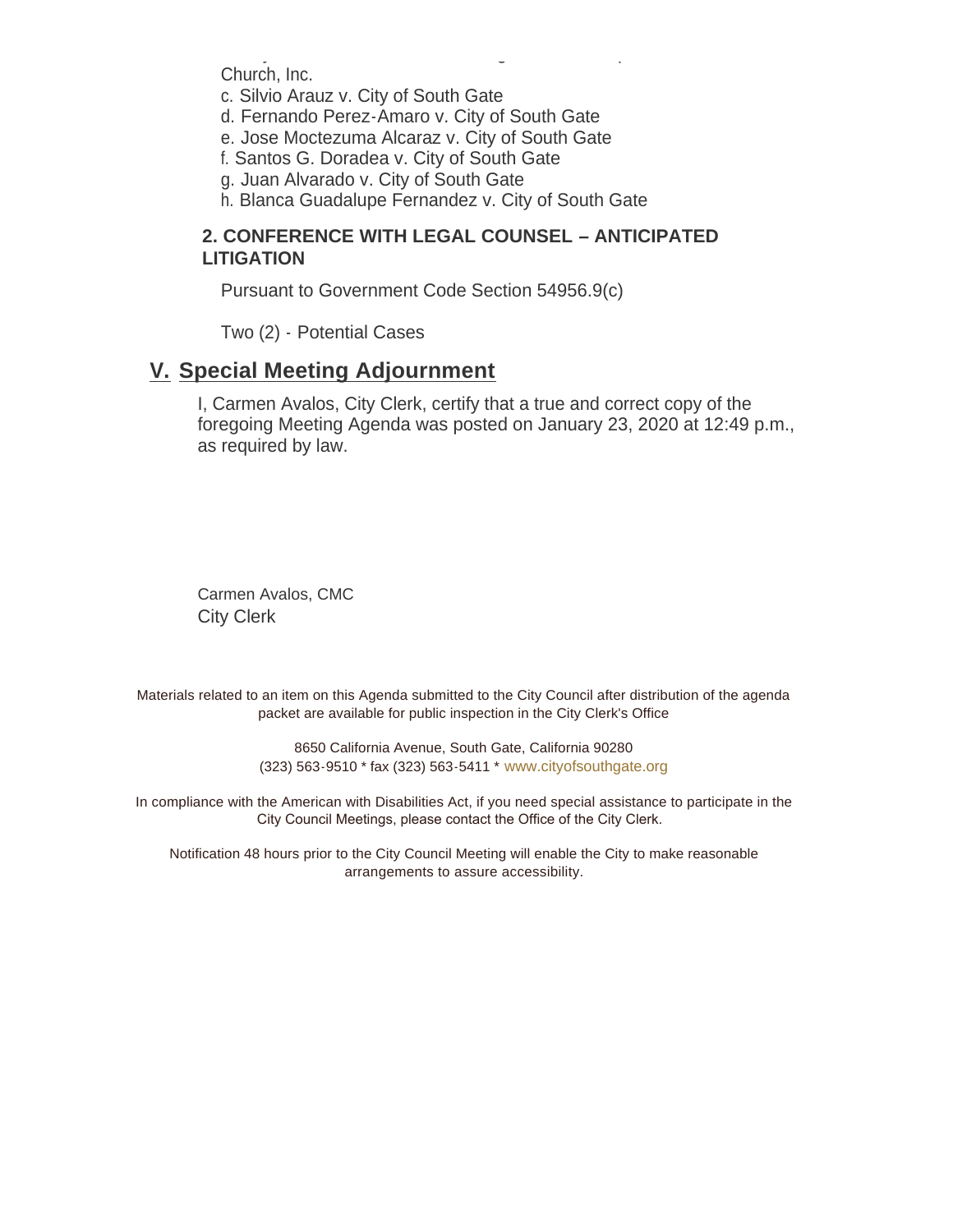Church, Inc.

c. Silvio Arauz v. City of South Gate
d. Fernando Perez-Amaro v. City of South Gate
e. Jose Moctezuma Alcaraz v. City of South Gate
f. Santos G. Doradea v. City of South Gate
g. Juan Alvarado v. City of South Gate
h. Blanca Guadalupe Fernandez v. City of South Gate

**2. CONFERENCE WITH LEGAL COUNSEL – ANTICIPATED LITIGATION**

Pursuant to Government Code Section 54956.9(c)

Two (2) - Potential Cases

## V. Special Meeting Adjournment

I, Carmen Avalos, City Clerk, certify that a true and correct copy of the foregoing Meeting Agenda was posted on January 23, 2020 at 12:49 p.m., as required by law.

Carmen Avalos, CMC
City Clerk

Materials related to an item on this Agenda submitted to the City Council after distribution of the agenda packet are available for public inspection in the City Clerk's Office

8650 California Avenue, South Gate, California 90280
(323) 563-9510 * fax (323) 563-5411 * www.cityofsouthgate.org

In compliance with the American with Disabilities Act, if you need special assistance to participate in the City Council Meetings, please contact the Office of the City Clerk.

Notification 48 hours prior to the City Council Meeting will enable the City to make reasonable arrangements to assure accessibility.